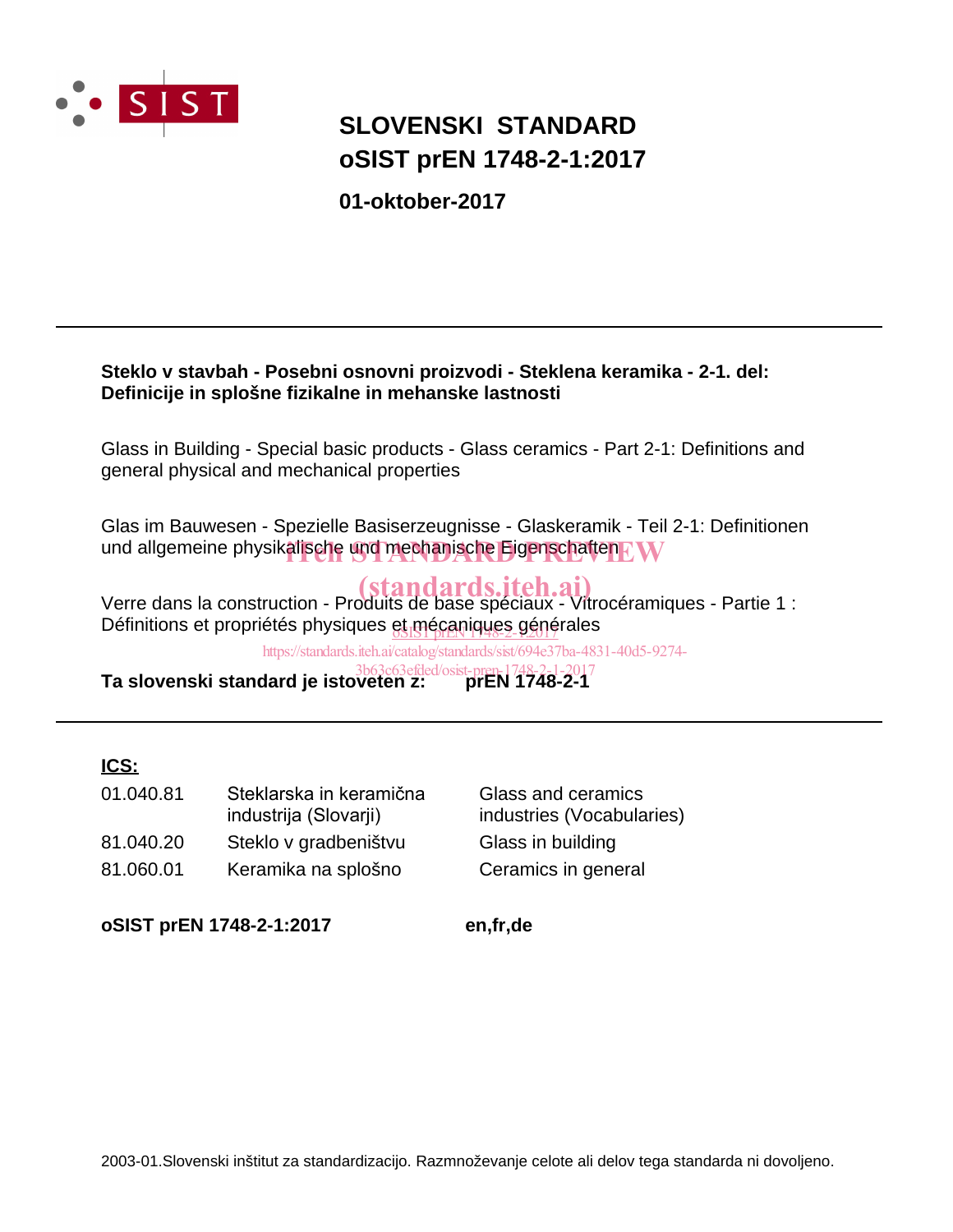# SLOVENSKI STANDARD
# oSIST prEN 1748-2-1:2017

**01-oktober-2017**

---

**Steklo v stavbah - Posebni osnovni proizvodi - Steklena keramika - 2-1. del: Definicije in splošne fizikalne in mehanske lastnosti**

Glass in Building - Special basic products - Glass ceramics - Part 2-1: Definitions and general physical and mechanical properties

Glas im Bauwesen - Spezielle Basiserzeugnisse - Glaskeramik - Teil 2-1: Definitionen und allgemeine physikalische und mechanische Eigenschaften

Verre dans la construction - Produits de base spéciaux - Vitrocéramiques - Partie 1 : Définitions et propriétés physiques et mécaniques générales

**Ta slovenski standard je istoveten z:** **prEN 1748-2-1**

---

**ICS:**

| | | |
|---|---|---|
| 01.040.81 | Steklarska in keramična industrija (Slovarji) | Glass and ceramics industries (Vocabularies) |
| 81.040.20 | Steklo v gradbeništvu | Glass in building |
| 81.060.01 | Keramika na splošno | Ceramics in general |

**oSIST prEN 1748-2-1:2017** **en,fr,de**

2003-01.Slovenski inštitut za standardizacijo. Razmnoževanje celote ali delov tega standarda ni dovoljeno.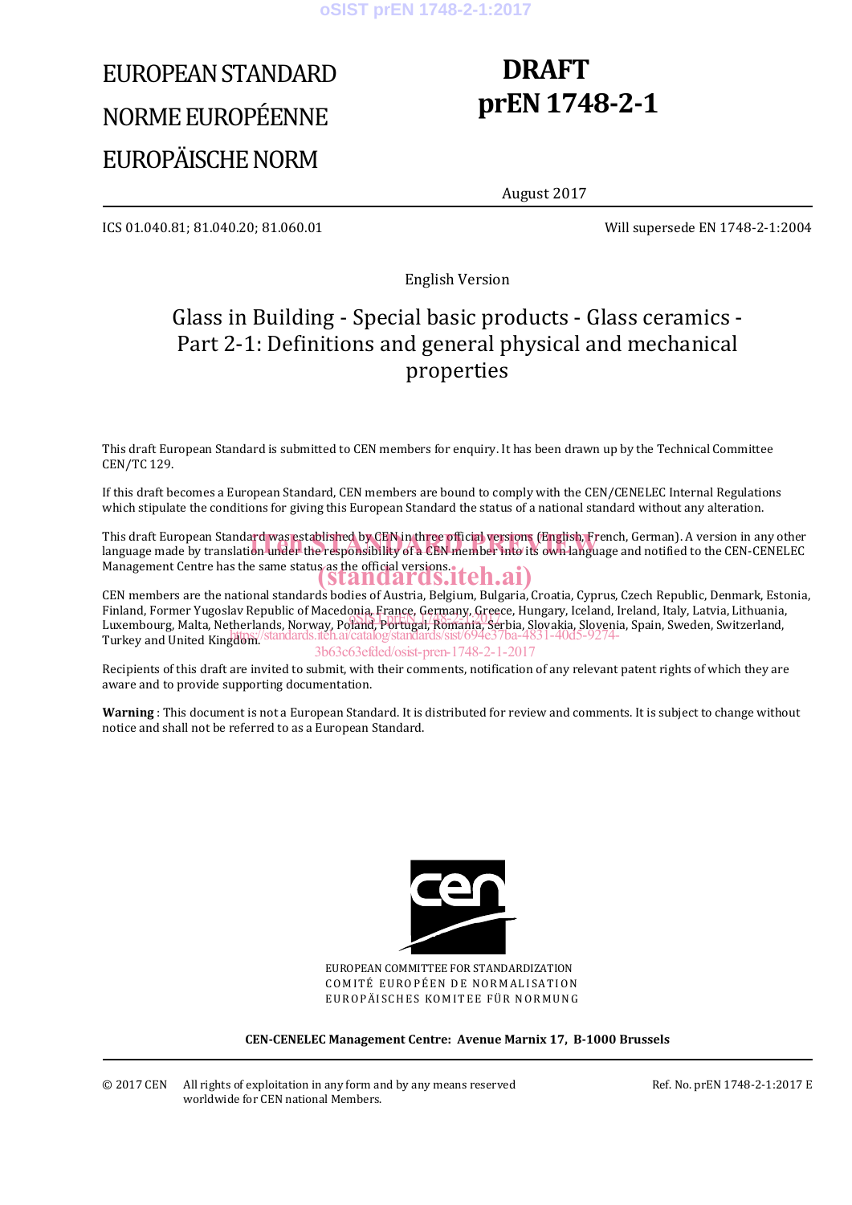# EUROPEAN STANDARD

# NORME EUROPÉENNE

# EUROPÄISCHE NORM

# DRAFT prEN 1748-2-1

August 2017

ICS 01.040.81; 81.040.20; 81.060.01

Will supersede EN 1748-2-1:2004

English Version

## Glass in Building - Special basic products - Glass ceramics - Part 2-1: Definitions and general physical and mechanical properties

This draft European Standard is submitted to CEN members for enquiry. It has been drawn up by the Technical Committee CEN/TC 129.

If this draft becomes a European Standard, CEN members are bound to comply with the CEN/CENELEC Internal Regulations which stipulate the conditions for giving this European Standard the status of a national standard without any alteration.

This draft European Standard was established by CEN in three official versions (English, French, German). A version in any other language made by translation under the responsibility of a CEN member into its own language and notified to the CEN-CENELEC Management Centre has the same status as the official versions.

CEN members are the national standards bodies of Austria, Belgium, Bulgaria, Croatia, Cyprus, Czech Republic, Denmark, Estonia, Finland, Former Yugoslav Republic of Macedonia, France, Germany, Greece, Hungary, Iceland, Ireland, Italy, Latvia, Lithuania, Luxembourg, Malta, Netherlands, Norway, Poland, Portugal, Romania, Serbia, Slovakia, Slovenia, Spain, Sweden, Switzerland, Turkey and United Kingdom.

Recipients of this draft are invited to submit, with their comments, notification of any relevant patent rights of which they are aware and to provide supporting documentation.

**Warning** : This document is not a European Standard. It is distributed for review and comments. It is subject to change without notice and shall not be referred to as a European Standard.

EUROPEAN COMMITTEE FOR STANDARDIZATION
COMITÉ EUROPÉEN DE NORMALISATION
EUROPÄISCHES KOMITEE FÜR NORMUNG

**CEN-CENELEC Management Centre: Avenue Marnix 17, B-1000 Brussels**

© 2017 CEN All rights of exploitation in any form and by any means reserved worldwide for CEN national Members.

Ref. No. prEN 1748-2-1:2017 E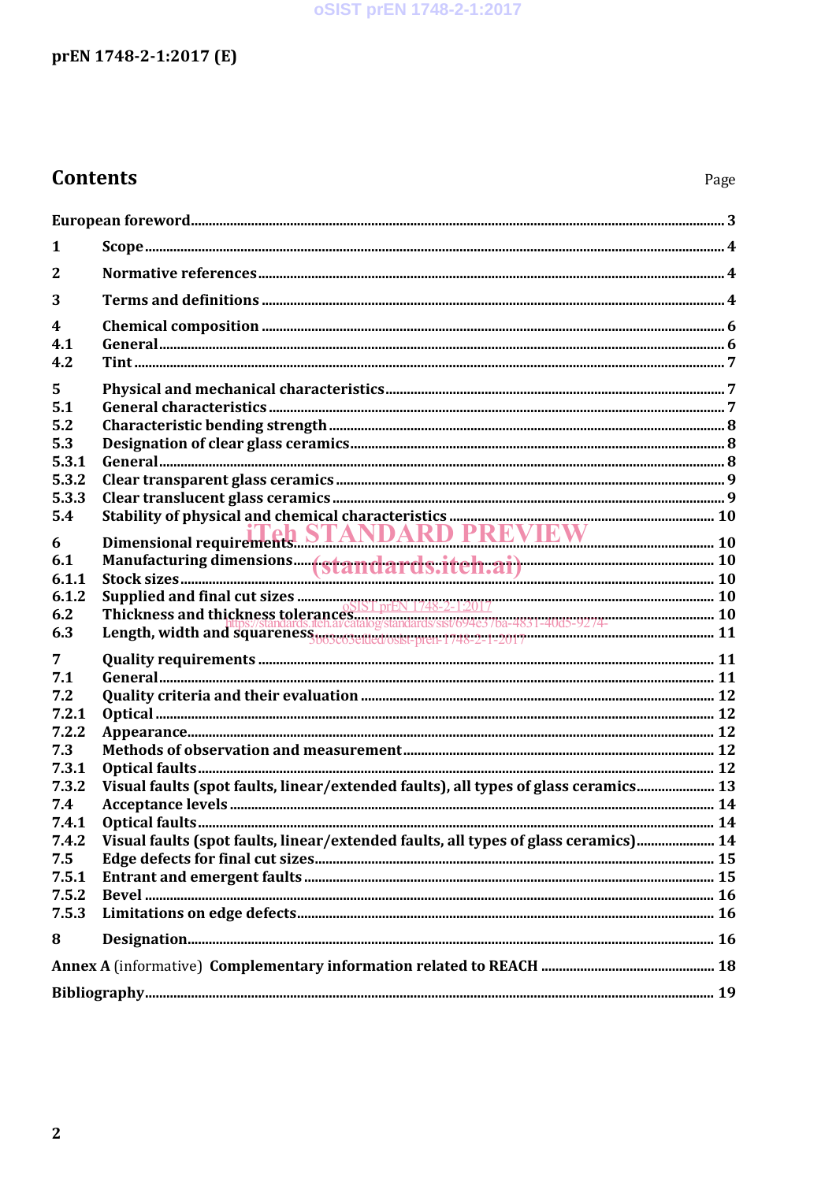# Contents

Page

European foreword 3

1 Scope 4

2 Normative references 4

3 Terms and definitions 4

4 Chemical composition 6

4.1 General 6

4.2 Tint 7

5 Physical and mechanical characteristics 7

5.1 General characteristics 7

5.2 Characteristic bending strength 8

5.3 Designation of clear glass ceramics 8

5.3.1 General 8

5.3.2 Clear transparent glass ceramics 9

5.3.3 Clear translucent glass ceramics 9

5.4 Stability of physical and chemical characteristics 10

6 Dimensional requirements 10

6.1 Manufacturing dimensions 10

6.1.1 Stock sizes 10

6.1.2 Supplied and final cut sizes 10

6.2 Thickness and thickness tolerances 10

6.3 Length, width and squareness 11

7 Quality requirements 11

7.1 General 11

7.2 Quality criteria and their evaluation 12

7.2.1 Optical 12

7.2.2 Appearance 12

7.3 Methods of observation and measurement 12

7.3.1 Optical faults 12

7.3.2 Visual faults (spot faults, linear/extended faults), all types of glass ceramics 13

7.4 Acceptance levels 14

7.4.1 Optical faults 14

7.4.2 Visual faults (spot faults, linear/extended faults, all types of glass ceramics) 14

7.5 Edge defects for final cut sizes 15

7.5.1 Entrant and emergent faults 15

7.5.2 Bevel 16

7.5.3 Limitations on edge defects 16

8 Designation 16

Annex A (informative) Complementary information related to REACH 18

Bibliography 19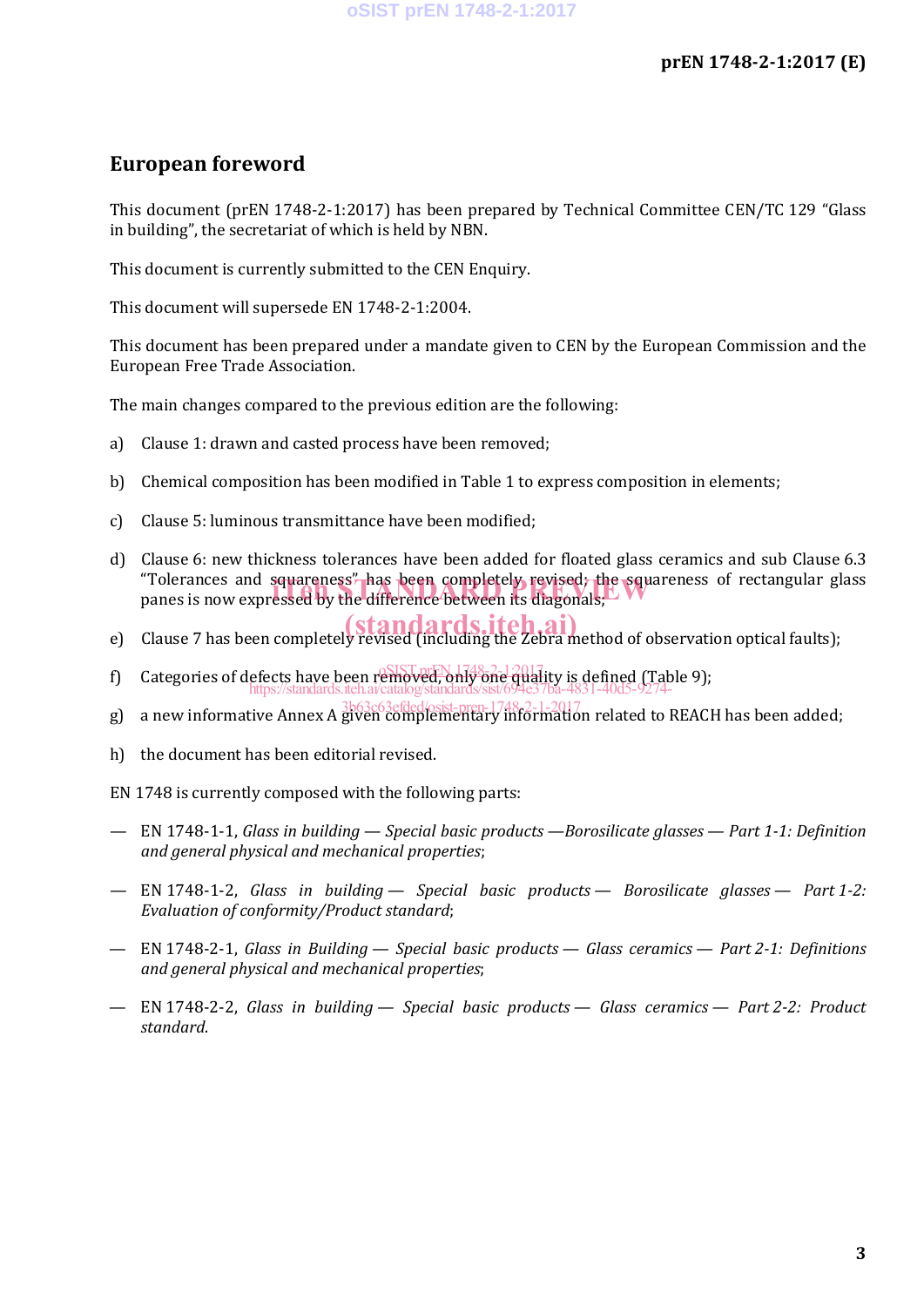# European foreword

This document (prEN 1748-2-1:2017) has been prepared by Technical Committee CEN/TC 129 "Glass in building", the secretariat of which is held by NBN.

This document is currently submitted to the CEN Enquiry.

This document will supersede EN 1748-2-1:2004.

This document has been prepared under a mandate given to CEN by the European Commission and the European Free Trade Association.

The main changes compared to the previous edition are the following:

a) Clause 1: drawn and casted process have been removed;

b) Chemical composition has been modified in Table 1 to express composition in elements;

c) Clause 5: luminous transmittance have been modified;

d) Clause 6: new thickness tolerances have been added for floated glass ceramics and sub Clause 6.3 "Tolerances and squareness" has been completely revised; the squareness of rectangular glass panes is now expressed by the difference between its diagonals;

e) Clause 7 has been completely revised (including the Zebra method of observation optical faults);

f) Categories of defects have been removed, only one quality is defined (Table 9);

g) a new informative Annex A given complementary information related to REACH has been added;

h) the document has been editorial revised.

EN 1748 is currently composed with the following parts:

— EN 1748-1-1, *Glass in building — Special basic products —Borosilicate glasses — Part 1-1: Definition and general physical and mechanical properties*;

— EN 1748-1-2, *Glass in building — Special basic products — Borosilicate glasses — Part 1-2: Evaluation of conformity/Product standard*;

— EN 1748-2-1, *Glass in Building — Special basic products — Glass ceramics — Part 2-1: Definitions and general physical and mechanical properties*;

— EN 1748-2-2, *Glass in building — Special basic products — Glass ceramics — Part 2-2: Product standard*.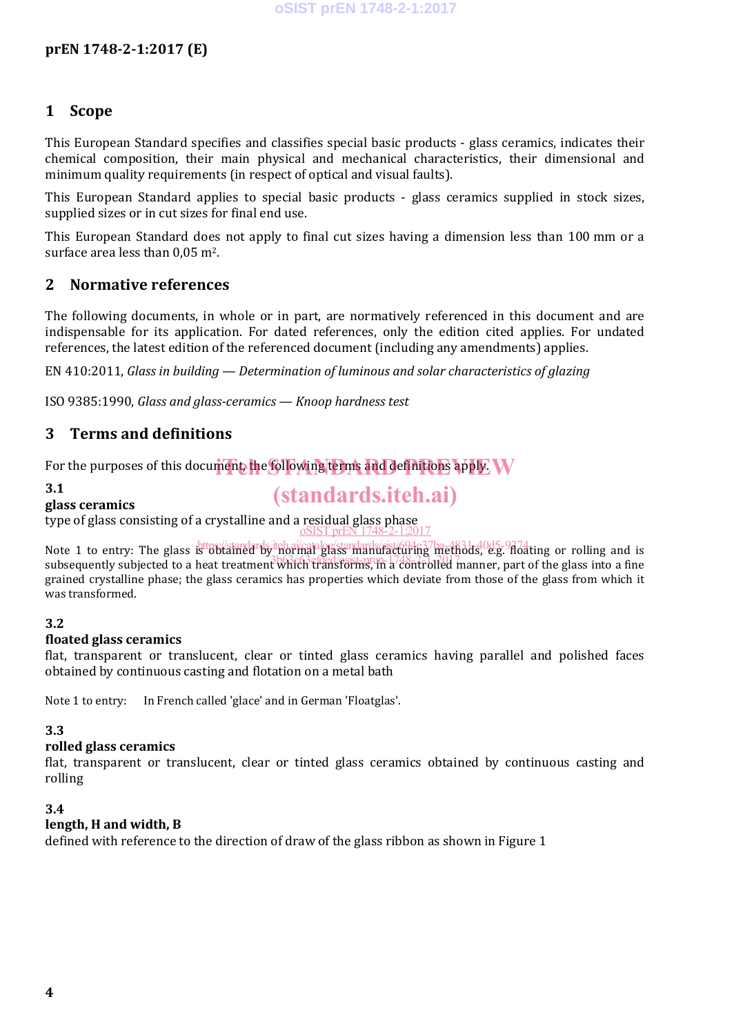## 1 Scope

This European Standard specifies and classifies special basic products - glass ceramics, indicates their chemical composition, their main physical and mechanical characteristics, their dimensional and minimum quality requirements (in respect of optical and visual faults).

This European Standard applies to special basic products - glass ceramics supplied in stock sizes, supplied sizes or in cut sizes for final end use.

This European Standard does not apply to final cut sizes having a dimension less than 100 mm or a surface area less than 0,05 m².

## 2 Normative references

The following documents, in whole or in part, are normatively referenced in this document and are indispensable for its application. For dated references, only the edition cited applies. For undated references, the latest edition of the referenced document (including any amendments) applies.

EN 410:2011, *Glass in building — Determination of luminous and solar characteristics of glazing*

ISO 9385:1990, *Glass and glass-ceramics — Knoop hardness test*

## 3 Terms and definitions

For the purposes of this document, the following terms and definitions apply.

**3.1**
**glass ceramics**
type of glass consisting of a crystalline and a residual glass phase

Note 1 to entry: The glass is obtained by normal glass manufacturing methods, e.g. floating or rolling and is subsequently subjected to a heat treatment which transforms, in a controlled manner, part of the glass into a fine grained crystalline phase; the glass ceramics has properties which deviate from those of the glass from which it was transformed.

**3.2**
**floated glass ceramics**
flat, transparent or translucent, clear or tinted glass ceramics having parallel and polished faces obtained by continuous casting and flotation on a metal bath

Note 1 to entry: In French called 'glace' and in German 'Floatglas'.

**3.3**
**rolled glass ceramics**
flat, transparent or translucent, clear or tinted glass ceramics obtained by continuous casting and rolling

**3.4**
**length, H and width, B**
defined with reference to the direction of draw of the glass ribbon as shown in Figure 1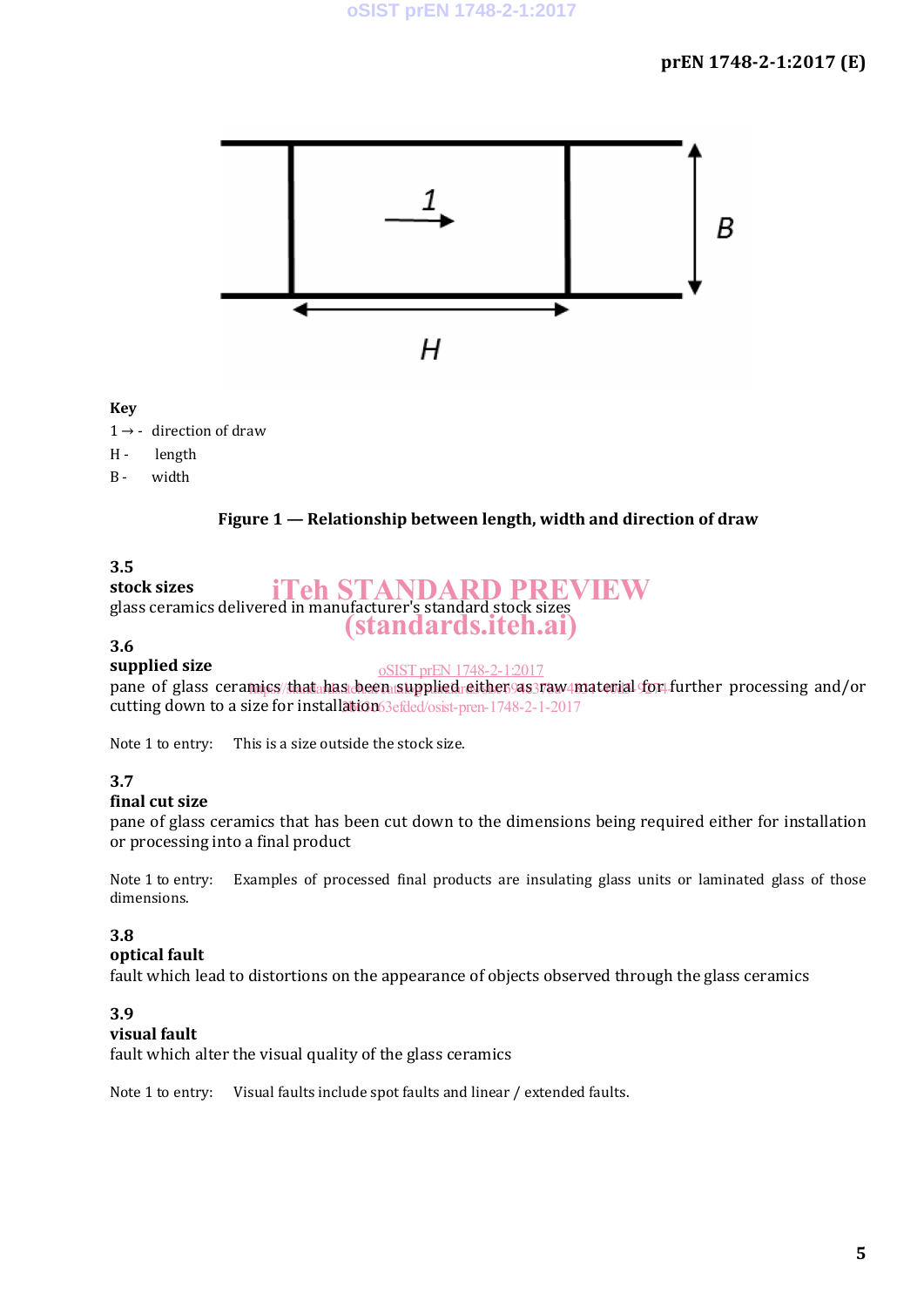Key

1 → - direction of draw

H - length

B - width

**Figure 1 — Relationship between length, width and direction of draw**

**3.5**

**stock sizes**

glass ceramics delivered in manufacturer's standard stock sizes

**3.6**

**supplied size**

pane of glass ceramics that has been supplied either as raw material for further processing and/or cutting down to a size for installation

Note 1 to entry: This is a size outside the stock size.

**3.7**

**final cut size**

pane of glass ceramics that has been cut down to the dimensions being required either for installation or processing into a final product

Note 1 to entry: Examples of processed final products are insulating glass units or laminated glass of those dimensions.

**3.8**

**optical fault**

fault which lead to distortions on the appearance of objects observed through the glass ceramics

**3.9**

**visual fault**

fault which alter the visual quality of the glass ceramics

Note 1 to entry: Visual faults include spot faults and linear / extended faults.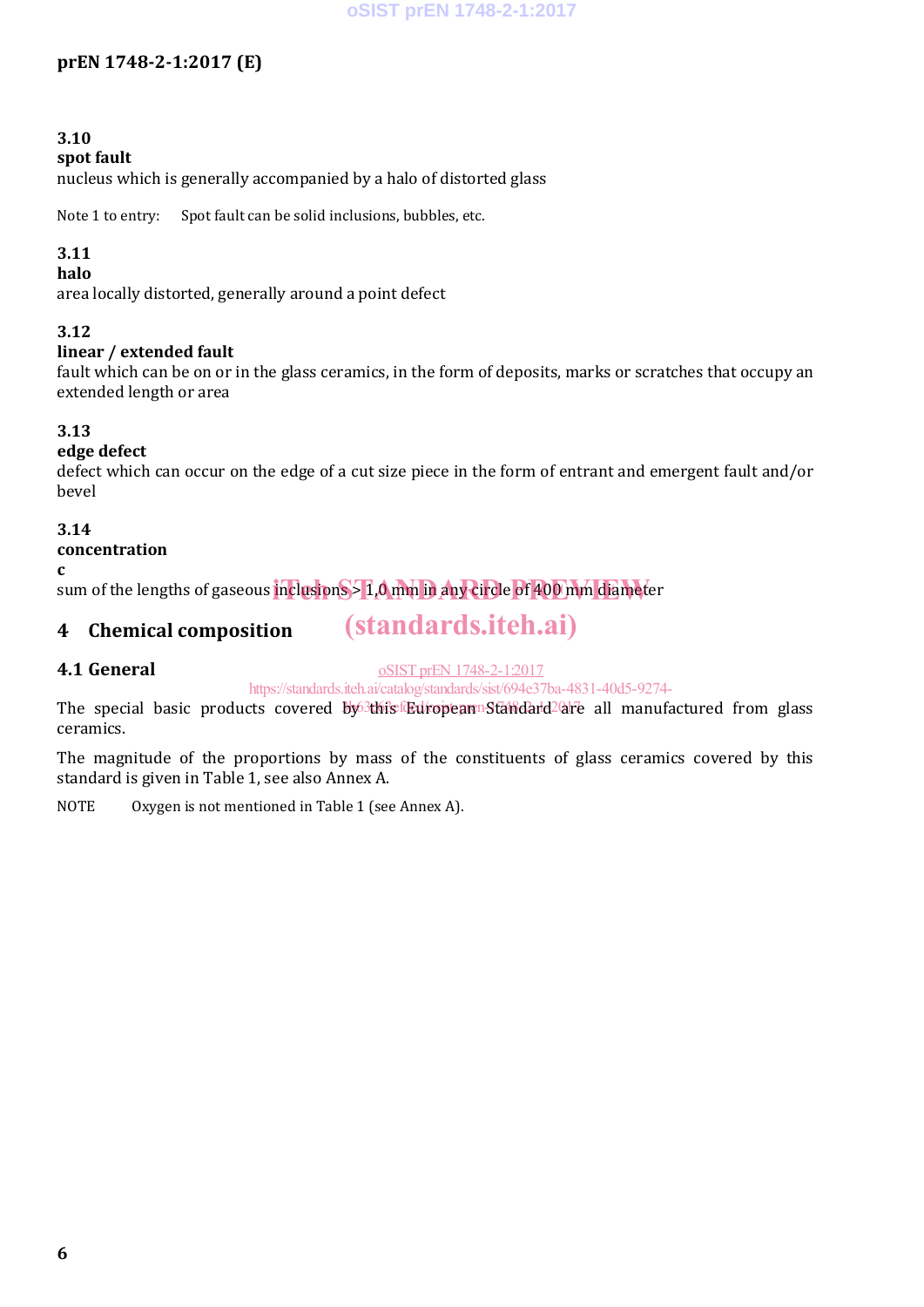**3.10**
**spot fault**
nucleus which is generally accompanied by a halo of distorted glass

Note 1 to entry: Spot fault can be solid inclusions, bubbles, etc.

**3.11**
**halo**
area locally distorted, generally around a point defect

**3.12**
**linear / extended fault**
fault which can be on or in the glass ceramics, in the form of deposits, marks or scratches that occupy an extended length or area

**3.13**
**edge defect**
defect which can occur on the edge of a cut size piece in the form of entrant and emergent fault and/or bevel

**3.14**
**concentration**
**c**
sum of the lengths of gaseous inclusions > 1,0 mm in any circle of 400 mm diameter

# 4 Chemical composition

## 4.1 General

The special basic products covered by this European Standard are all manufactured from glass ceramics.

The magnitude of the proportions by mass of the constituents of glass ceramics covered by this standard is given in Table 1, see also Annex A.

NOTE Oxygen is not mentioned in Table 1 (see Annex A).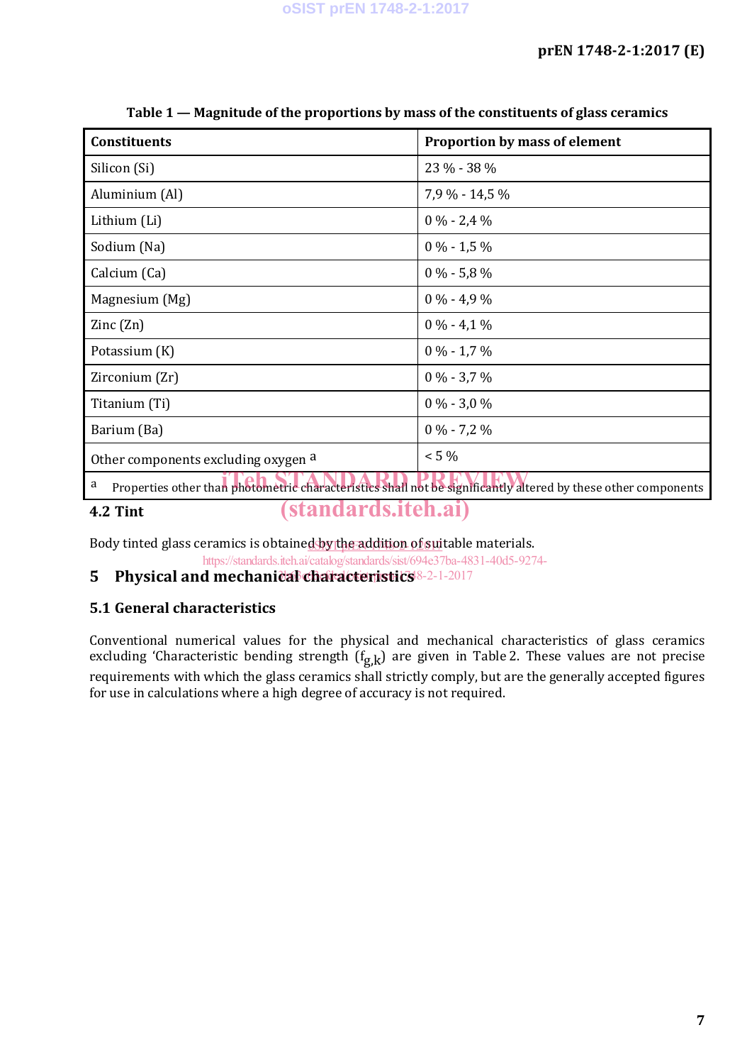Table 1 — Magnitude of the proportions by mass of the constituents of glass ceramics

| Constituents | Proportion by mass of element |
|---|---|
| Silicon (Si) | 23 % - 38 % |
| Aluminium (Al) | 7,9 % - 14,5 % |
| Lithium (Li) | 0 % - 2,4 % |
| Sodium (Na) | 0 % - 1,5 % |
| Calcium (Ca) | 0 % - 5,8 % |
| Magnesium (Mg) | 0 % - 4,9 % |
| Zinc (Zn) | 0 % - 4,1 % |
| Potassium (K) | 0 % - 1,7 % |
| Zirconium (Zr) | 0 % - 3,7 % |
| Titanium (Ti) | 0 % - 3,0 % |
| Barium (Ba) | 0 % - 7,2 % |
| Other components excluding oxygen [a] | < 5 % |

[a] Properties other than photometric characteristics shall not be significantly altered by these other components

### 4.2 Tint

Body tinted glass ceramics is obtained by the addition of suitable materials.

## 5 Physical and mechanical characteristics

### 5.1 General characteristics

Conventional numerical values for the physical and mechanical characteristics of glass ceramics excluding 'Characteristic bending strength ($f_{g,k}$) are given in Table 2. These values are not precise requirements with which the glass ceramics shall strictly comply, but are the generally accepted figures for use in calculations where a high degree of accuracy is not required.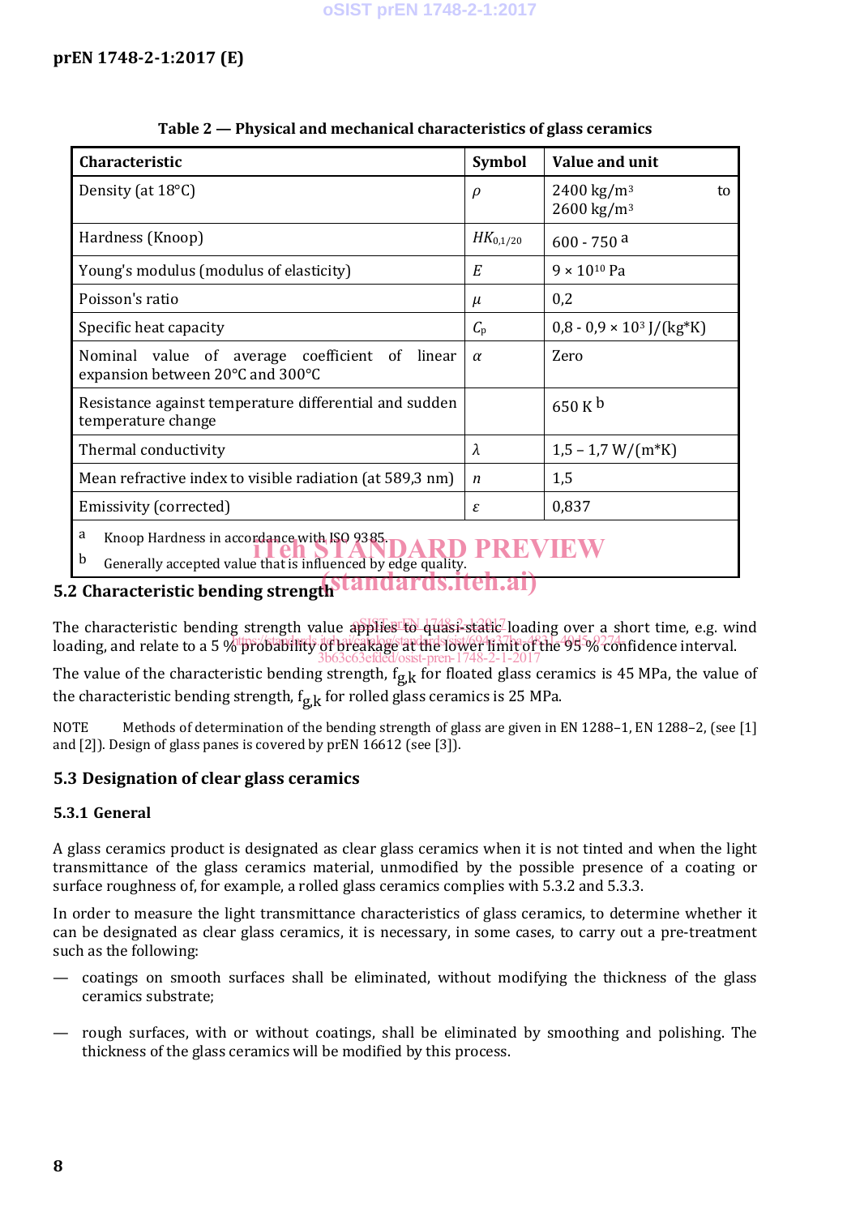**Table 2 — Physical and mechanical characteristics of glass ceramics**

| Characteristic | Symbol | Value and unit |
|---|---|---|
| Density (at 18°C) | $\rho$ | 2400 kg/m³ to 2600 kg/m³ |
| Hardness (Knoop) | $HK_{0,1/20}$ | 600 - 750 [a] |
| Young's modulus (modulus of elasticity) | $E$ | $9 \times 10^{10}$ Pa |
| Poisson's ratio | $\mu$ | 0,2 |
| Specific heat capacity | $C_p$ | 0,8 - 0,9 × $10^3$ J/(kg*K) |
| Nominal value of average coefficient of linear expansion between 20°C and 300°C | $\alpha$ | Zero |
| Resistance against temperature differential and sudden temperature change | | 650 K [b] |
| Thermal conductivity | $\lambda$ | 1,5 – 1,7 W/(m*K) |
| Mean refractive index to visible radiation (at 589,3 nm) | $n$ | 1,5 |
| Emissivity (corrected) | $\varepsilon$ | 0,837 |

[a] Knoop Hardness in accordance with ISO 9385.

[b] Generally accepted value that is influenced by edge quality.

## 5.2 Characteristic bending strength

The characteristic bending strength value applies to quasi-static loading over a short time, e.g. wind loading, and relate to a 5 % probability of breakage at the lower limit of the 95 % confidence interval.

The value of the characteristic bending strength, $f_{g,k}$ for floated glass ceramics is 45 MPa, the value of the characteristic bending strength, $f_{g,k}$ for rolled glass ceramics is 25 MPa.

NOTE Methods of determination of the bending strength of glass are given in EN 1288–1, EN 1288–2, (see [1] and [2]). Design of glass panes is covered by prEN 16612 (see [3]).

## 5.3 Designation of clear glass ceramics

### 5.3.1 General

A glass ceramics product is designated as clear glass ceramics when it is not tinted and when the light transmittance of the glass ceramics material, unmodified by the possible presence of a coating or surface roughness of, for example, a rolled glass ceramics complies with 5.3.2 and 5.3.3.

In order to measure the light transmittance characteristics of glass ceramics, to determine whether it can be designated as clear glass ceramics, it is necessary, in some cases, to carry out a pre-treatment such as the following:

— coatings on smooth surfaces shall be eliminated, without modifying the thickness of the glass ceramics substrate;

— rough surfaces, with or without coatings, shall be eliminated by smoothing and polishing. The thickness of the glass ceramics will be modified by this process.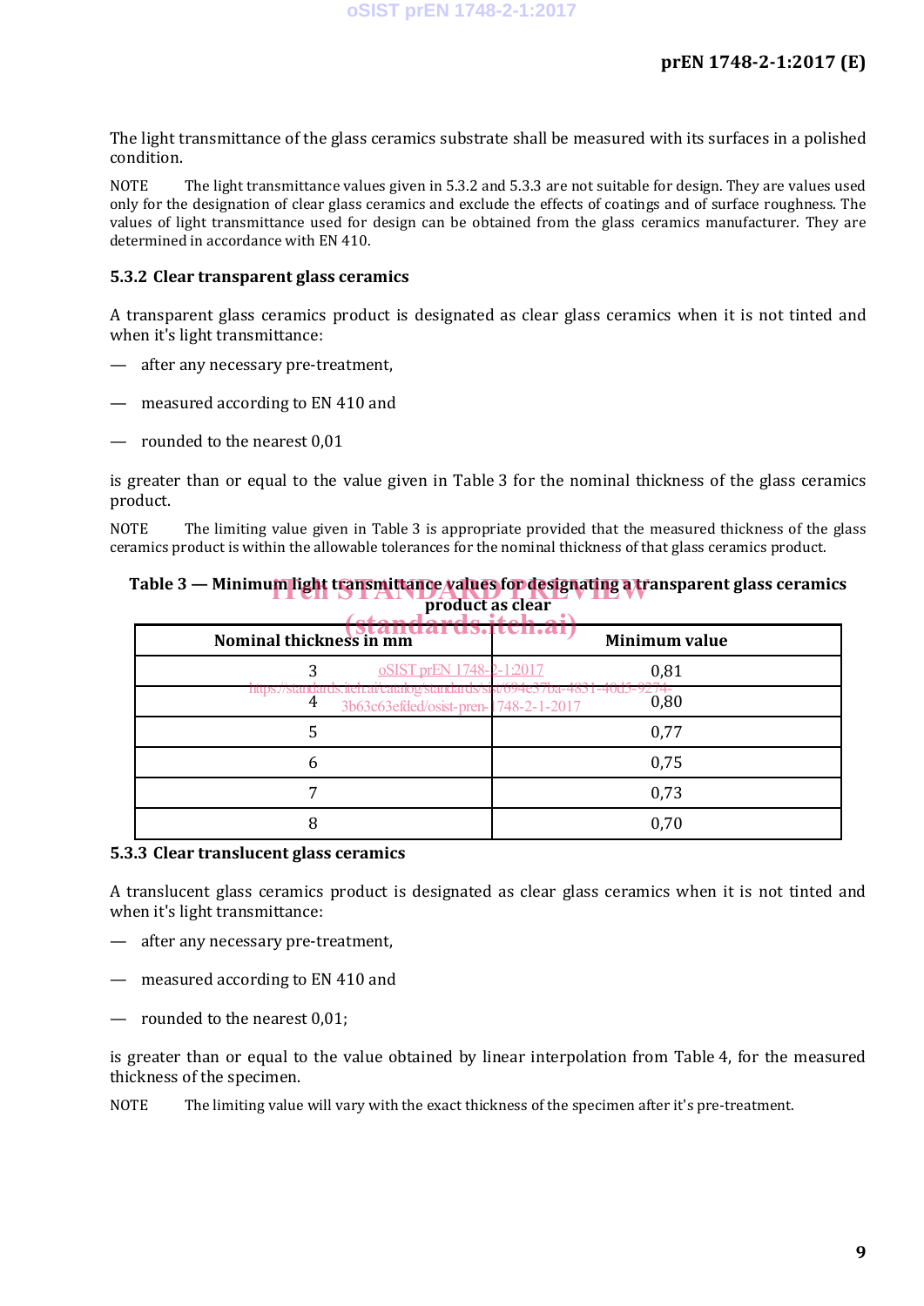The light transmittance of the glass ceramics substrate shall be measured with its surfaces in a polished condition.

NOTE The light transmittance values given in 5.3.2 and 5.3.3 are not suitable for design. They are values used only for the designation of clear glass ceramics and exclude the effects of coatings and of surface roughness. The values of light transmittance used for design can be obtained from the glass ceramics manufacturer. They are determined in accordance with EN 410.

### 5.3.2 Clear transparent glass ceramics

A transparent glass ceramics product is designated as clear glass ceramics when it is not tinted and when it's light transmittance:

- after any necessary pre-treatment,
- measured according to EN 410 and
- rounded to the nearest 0,01

is greater than or equal to the value given in Table 3 for the nominal thickness of the glass ceramics product.

NOTE The limiting value given in Table 3 is appropriate provided that the measured thickness of the glass ceramics product is within the allowable tolerances for the nominal thickness of that glass ceramics product.

**Table 3 — Minimum light transmittance values for designating a transparent glass ceramics product as clear**

| Nominal thickness in mm | Minimum value |
|---|---|
| 3 | 0,81 |
| 4 | 0,80 |
| 5 | 0,77 |
| 6 | 0,75 |
| 7 | 0,73 |
| 8 | 0,70 |

### 5.3.3 Clear translucent glass ceramics

A translucent glass ceramics product is designated as clear glass ceramics when it is not tinted and when it's light transmittance:

- after any necessary pre-treatment,
- measured according to EN 410 and
- rounded to the nearest 0,01;

is greater than or equal to the value obtained by linear interpolation from Table 4, for the measured thickness of the specimen.

NOTE The limiting value will vary with the exact thickness of the specimen after it's pre-treatment.